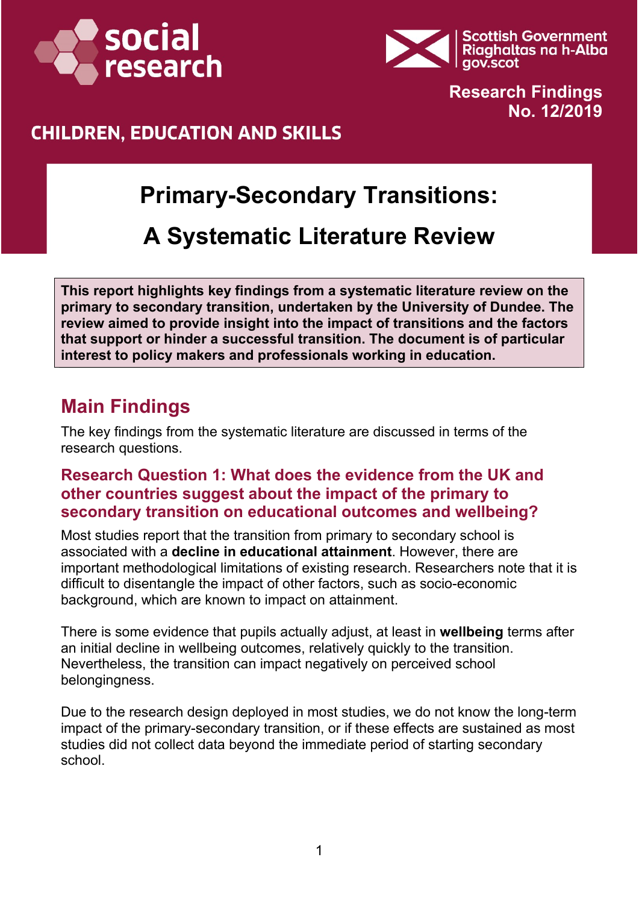social research

Scottish Government
Riaghaltas na h-Alba
gov.scot

Research Findings
No. 12/2019

CHILDREN, EDUCATION AND SKILLS

# Primary-Secondary Transitions: A Systematic Literature Review

**This report highlights key findings from a systematic literature review on the primary to secondary transition, undertaken by the University of Dundee. The review aimed to provide insight into the impact of transitions and the factors that support or hinder a successful transition. The document is of particular interest to policy makers and professionals working in education.**

## Main Findings

The key findings from the systematic literature are discussed in terms of the research questions.

### Research Question 1: What does the evidence from the UK and other countries suggest about the impact of the primary to secondary transition on educational outcomes and wellbeing?

Most studies report that the transition from primary to secondary school is associated with a **decline in educational attainment**. However, there are important methodological limitations of existing research. Researchers note that it is difficult to disentangle the impact of other factors, such as socio-economic background, which are known to impact on attainment.

There is some evidence that pupils actually adjust, at least in **wellbeing** terms after an initial decline in wellbeing outcomes, relatively quickly to the transition. Nevertheless, the transition can impact negatively on perceived school belongingness.

Due to the research design deployed in most studies, we do not know the long-term impact of the primary-secondary transition, or if these effects are sustained as most studies did not collect data beyond the immediate period of starting secondary school.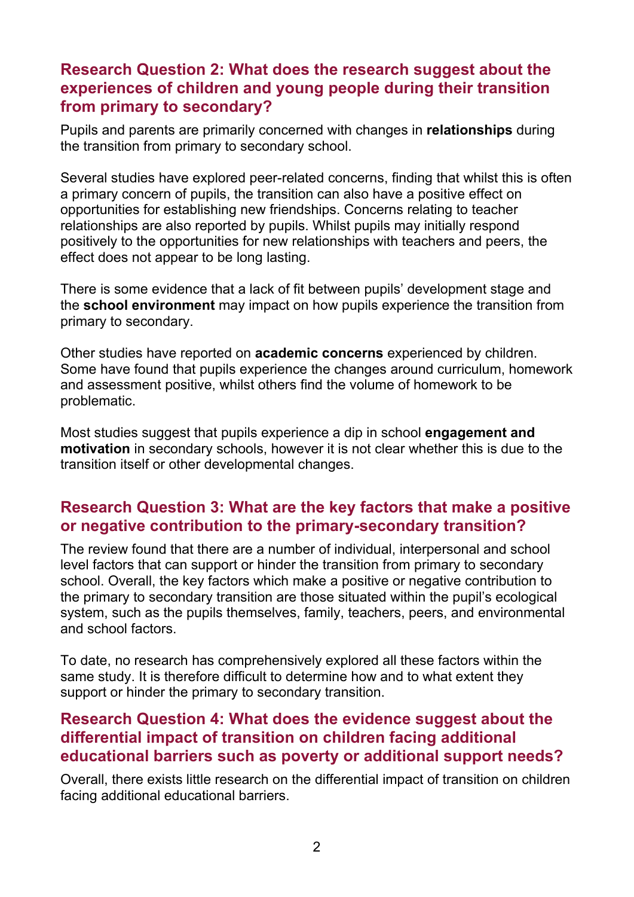### Research Question 2: What does the research suggest about the experiences of children and young people during their transition from primary to secondary?

Pupils and parents are primarily concerned with changes in **relationships** during the transition from primary to secondary school.

Several studies have explored peer-related concerns, finding that whilst this is often a primary concern of pupils, the transition can also have a positive effect on opportunities for establishing new friendships. Concerns relating to teacher relationships are also reported by pupils. Whilst pupils may initially respond positively to the opportunities for new relationships with teachers and peers, the effect does not appear to be long lasting.

There is some evidence that a lack of fit between pupils' development stage and the **school environment** may impact on how pupils experience the transition from primary to secondary.

Other studies have reported on **academic concerns** experienced by children. Some have found that pupils experience the changes around curriculum, homework and assessment positive, whilst others find the volume of homework to be problematic.

Most studies suggest that pupils experience a dip in school **engagement and motivation** in secondary schools, however it is not clear whether this is due to the transition itself or other developmental changes.

### Research Question 3: What are the key factors that make a positive or negative contribution to the primary-secondary transition?

The review found that there are a number of individual, interpersonal and school level factors that can support or hinder the transition from primary to secondary school. Overall, the key factors which make a positive or negative contribution to the primary to secondary transition are those situated within the pupil's ecological system, such as the pupils themselves, family, teachers, peers, and environmental and school factors.

To date, no research has comprehensively explored all these factors within the same study. It is therefore difficult to determine how and to what extent they support or hinder the primary to secondary transition.

### Research Question 4: What does the evidence suggest about the differential impact of transition on children facing additional educational barriers such as poverty or additional support needs?

Overall, there exists little research on the differential impact of transition on children facing additional educational barriers.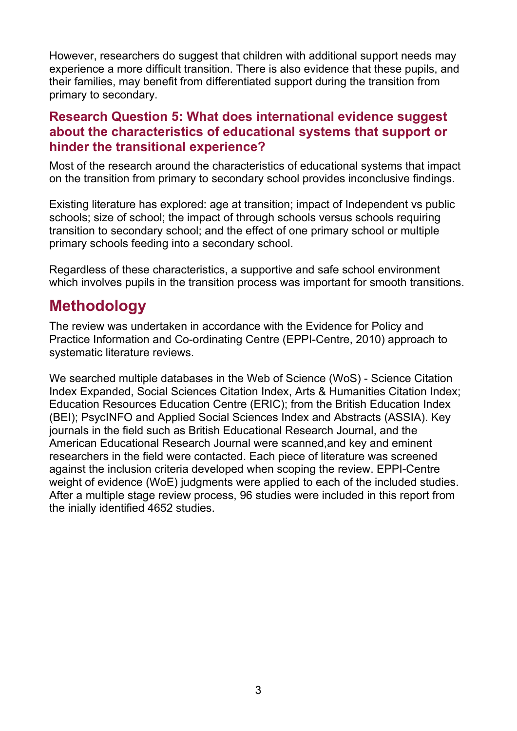However, researchers do suggest that children with additional support needs may experience a more difficult transition. There is also evidence that these pupils, and their families, may benefit from differentiated support during the transition from primary to secondary.

### Research Question 5: What does international evidence suggest about the characteristics of educational systems that support or hinder the transitional experience?

Most of the research around the characteristics of educational systems that impact on the transition from primary to secondary school provides inconclusive findings.

Existing literature has explored: age at transition; impact of Independent vs public schools; size of school; the impact of through schools versus schools requiring transition to secondary school; and the effect of one primary school or multiple primary schools feeding into a secondary school.

Regardless of these characteristics, a supportive and safe school environment which involves pupils in the transition process was important for smooth transitions.

## Methodology

The review was undertaken in accordance with the Evidence for Policy and Practice Information and Co-ordinating Centre (EPPI-Centre, 2010) approach to systematic literature reviews.

We searched multiple databases in the Web of Science (WoS) - Science Citation Index Expanded, Social Sciences Citation Index, Arts & Humanities Citation Index; Education Resources Education Centre (ERIC); from the British Education Index (BEI); PsycINFO and Applied Social Sciences Index and Abstracts (ASSIA). Key journals in the field such as British Educational Research Journal, and the American Educational Research Journal were scanned,and key and eminent researchers in the field were contacted. Each piece of literature was screened against the inclusion criteria developed when scoping the review. EPPI-Centre weight of evidence (WoE) judgments were applied to each of the included studies. After a multiple stage review process, 96 studies were included in this report from the inially identified 4652 studies.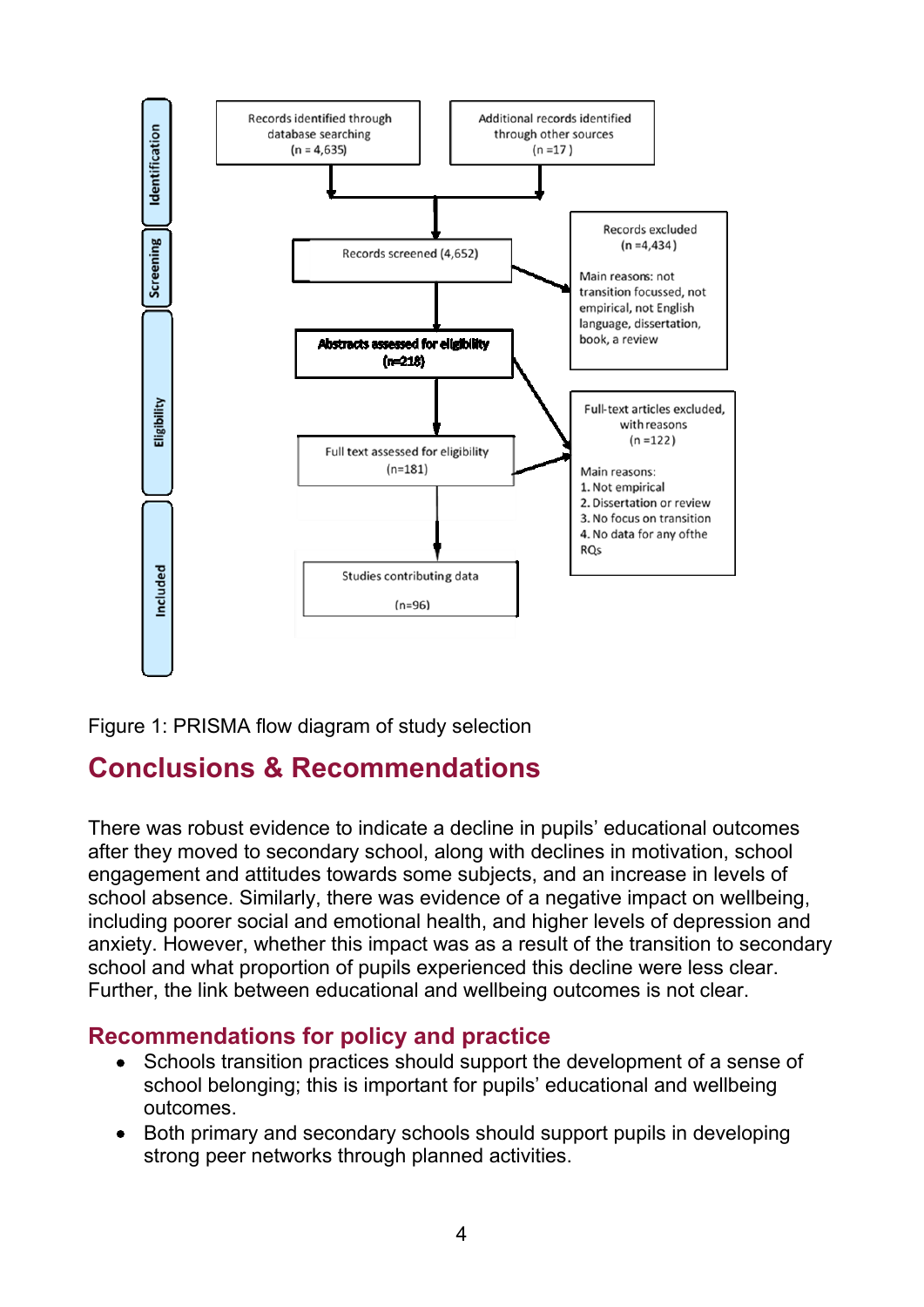**Identification**

Records identified through database searching (n = 4,635)

Additional records identified through other sources (n =17 )

**Screening**

Records screened (4,652)

Records excluded (n =4,434 )

Main reasons: not transition focussed, not empirical, not English language, dissertation, book, a review

**Eligibility**

Abstracts assessed for eligibility (n=218)

Full text assessed for eligibility (n=181)

Full-text articles excluded, with reasons (n =122)

Main reasons:
1. Not empirical
2. Dissertation or review
3. No focus on transition
4. No data for any ofthe RQs

**Included**

Studies contributing data (n=96)

Figure 1: PRISMA flow diagram of study selection

## Conclusions & Recommendations

There was robust evidence to indicate a decline in pupils' educational outcomes after they moved to secondary school, along with declines in motivation, school engagement and attitudes towards some subjects, and an increase in levels of school absence. Similarly, there was evidence of a negative impact on wellbeing, including poorer social and emotional health, and higher levels of depression and anxiety. However, whether this impact was as a result of the transition to secondary school and what proportion of pupils experienced this decline were less clear. Further, the link between educational and wellbeing outcomes is not clear.

### Recommendations for policy and practice

- Schools transition practices should support the development of a sense of school belonging; this is important for pupils' educational and wellbeing outcomes.
- Both primary and secondary schools should support pupils in developing strong peer networks through planned activities.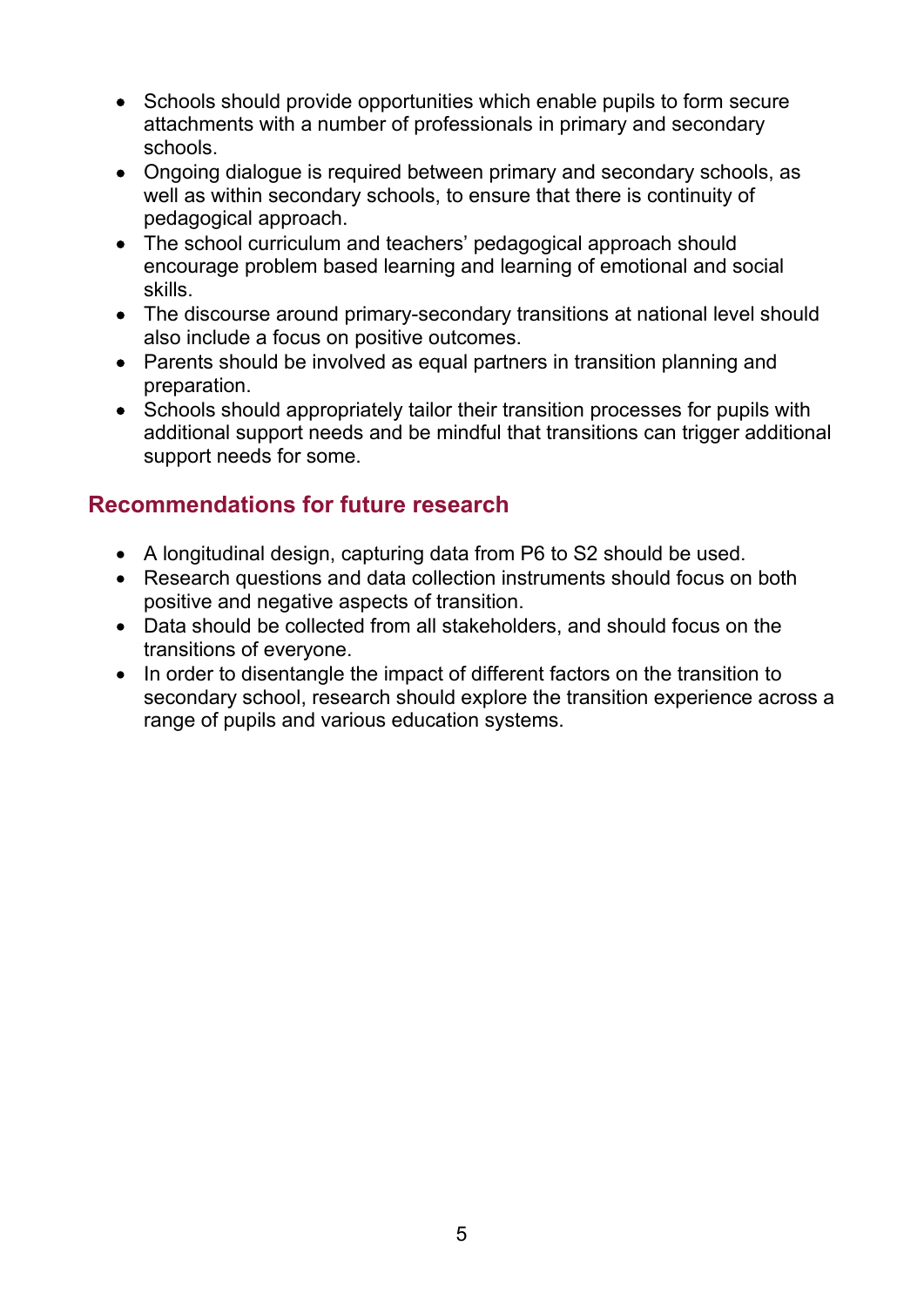- Schools should provide opportunities which enable pupils to form secure attachments with a number of professionals in primary and secondary schools.
- Ongoing dialogue is required between primary and secondary schools, as well as within secondary schools, to ensure that there is continuity of pedagogical approach.
- The school curriculum and teachers' pedagogical approach should encourage problem based learning and learning of emotional and social skills.
- The discourse around primary-secondary transitions at national level should also include a focus on positive outcomes.
- Parents should be involved as equal partners in transition planning and preparation.
- Schools should appropriately tailor their transition processes for pupils with additional support needs and be mindful that transitions can trigger additional support needs for some.

## Recommendations for future research

- A longitudinal design, capturing data from P6 to S2 should be used.
- Research questions and data collection instruments should focus on both positive and negative aspects of transition.
- Data should be collected from all stakeholders, and should focus on the transitions of everyone.
- In order to disentangle the impact of different factors on the transition to secondary school, research should explore the transition experience across a range of pupils and various education systems.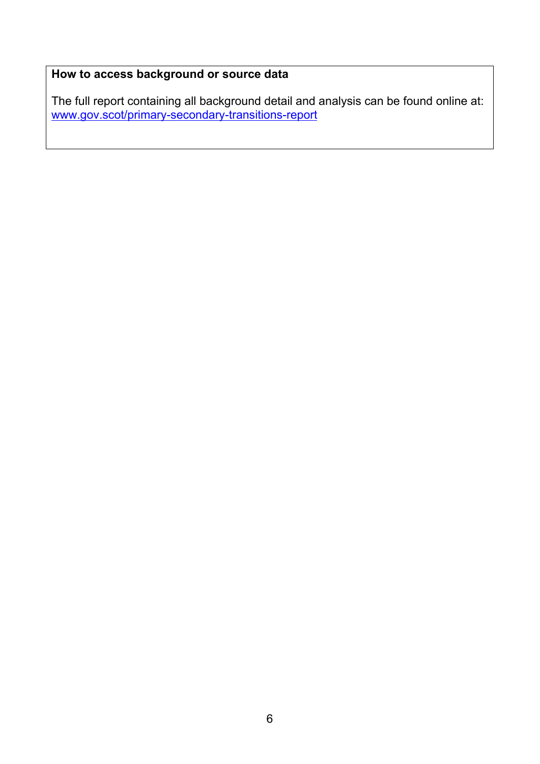**How to access background or source data**

The full report containing all background detail and analysis can be found online at: [www.gov.scot/primary-secondary-transitions-report](http://www.gov.scot/primary-secondary-transitions-report)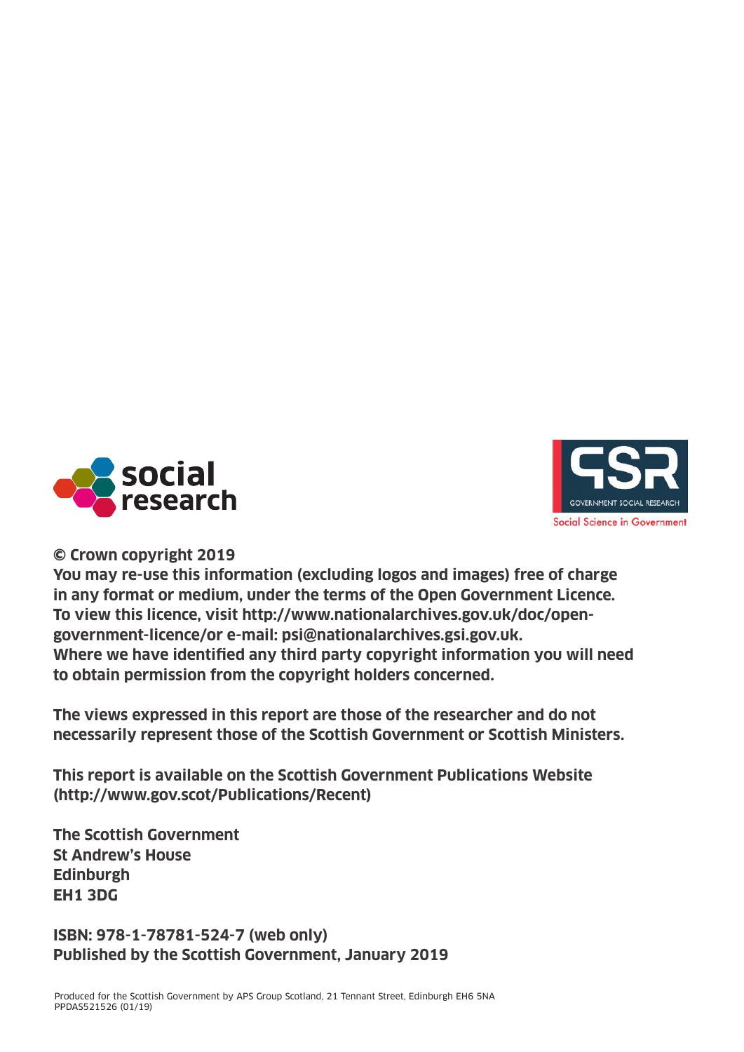social research

GOVERNMENT SOCIAL RESEARCH
Social Science in Government

**© Crown copyright 2019**
**You may re-use this information (excluding logos and images) free of charge in any format or medium, under the terms of the Open Government Licence. To view this licence, visit http://www.nationalarchives.gov.uk/doc/open-government-licence/or e-mail: psi@nationalarchives.gsi.gov.uk. Where we have identified any third party copyright information you will need to obtain permission from the copyright holders concerned.**

**The views expressed in this report are those of the researcher and do not necessarily represent those of the Scottish Government or Scottish Ministers.**

**This report is available on the Scottish Government Publications Website (http://www.gov.scot/Publications/Recent)**

**The Scottish Government**
**St Andrew's House**
**Edinburgh**
**EH1 3DG**

**ISBN: 978-1-78781-524-7 (web only)**
**Published by the Scottish Government, January 2019**

Produced for the Scottish Government by APS Group Scotland, 21 Tennant Street, Edinburgh EH6 5NA
PPDAS521526 (01/19)